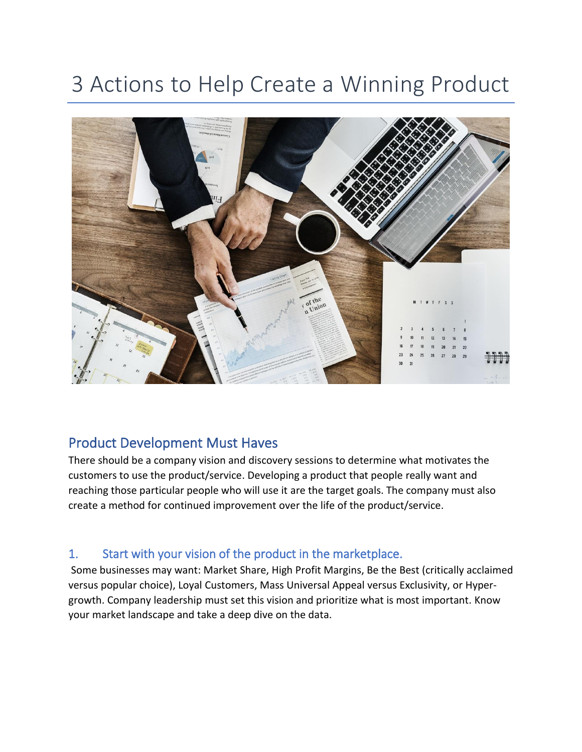# 3 Actions to Help Create a Winning Product

## Product Development Must Haves

There should be a company vision and discovery sessions to determine what motivates the customers to use the product/service. Developing a product that people really want and reaching those particular people who will use it are the target goals. The company must also create a method for continued improvement over the life of the product/service.

## 1. Start with your vision of the product in the marketplace.

Some businesses may want: Market Share, High Profit Margins, Be the Best (critically acclaimed versus popular choice), Loyal Customers, Mass Universal Appeal versus Exclusivity, or Hyper-growth. Company leadership must set this vision and prioritize what is most important. Know your market landscape and take a deep dive on the data.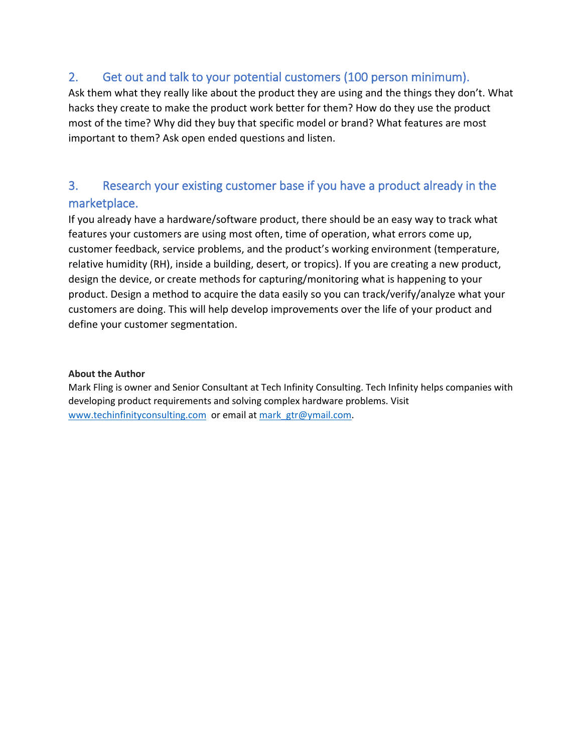## 2. Get out and talk to your potential customers (100 person minimum).

Ask them what they really like about the product they are using and the things they don't. What hacks they create to make the product work better for them? How do they use the product most of the time? Why did they buy that specific model or brand? What features are most important to them? Ask open ended questions and listen.

## 3. Research your existing customer base if you have a product already in the marketplace.

If you already have a hardware/software product, there should be an easy way to track what features your customers are using most often, time of operation, what errors come up, customer feedback, service problems, and the product's working environment (temperature, relative humidity (RH), inside a building, desert, or tropics). If you are creating a new product, design the device, or create methods for capturing/monitoring what is happening to your product. Design a method to acquire the data easily so you can track/verify/analyze what your customers are doing. This will help develop improvements over the life of your product and define your customer segmentation.

**About the Author**

Mark Fling is owner and Senior Consultant at Tech Infinity Consulting. Tech Infinity helps companies with developing product requirements and solving complex hardware problems. Visit www.techinfinityconsulting.com or email at mark_gtr@ymail.com.